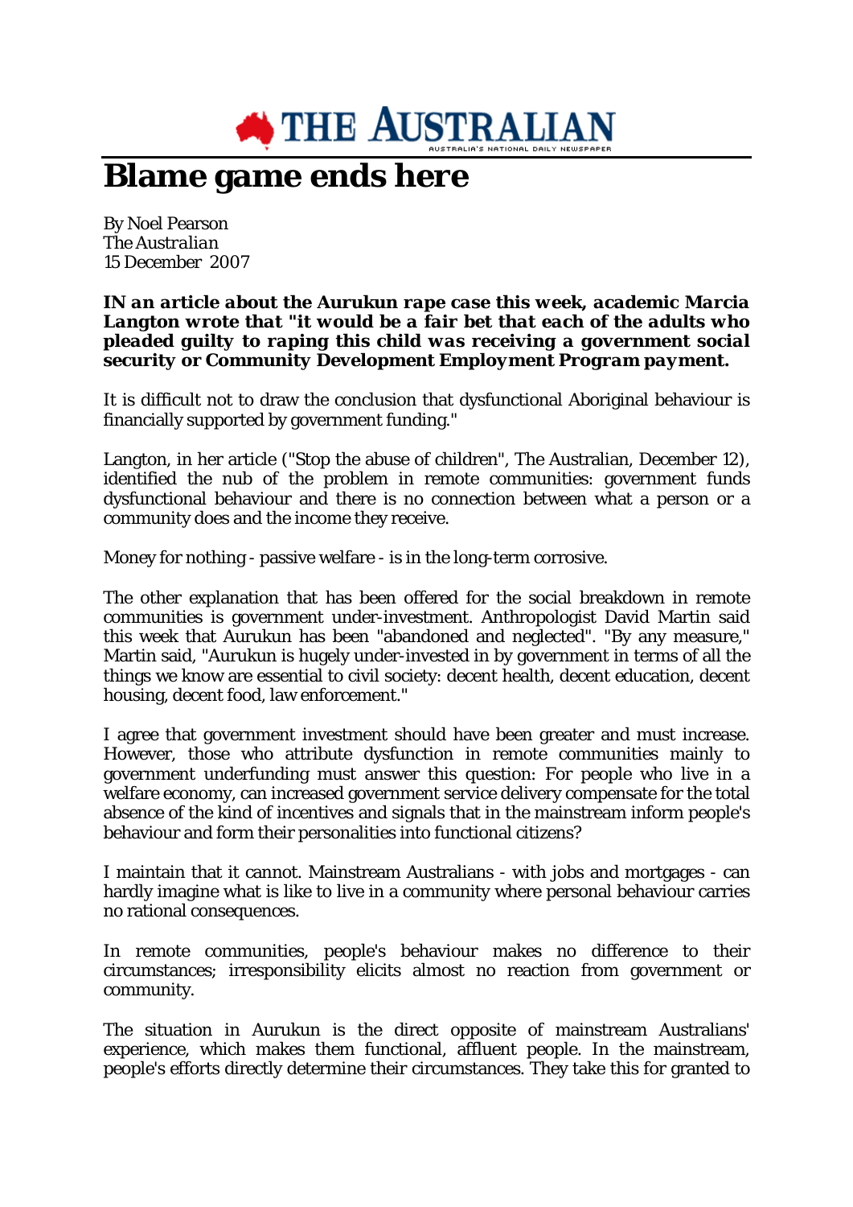# THE AUSTRALIAN

# Blame game ends here

By Noel Pearson
*The Australian*
15 December 2007

**IN an article about the Aurukun rape case this week, academic Marcia Langton wrote that "it would be a fair bet that each of the adults who pleaded guilty to raping this child was receiving a government social security or Community Development Employment Program payment.**

It is difficult not to draw the conclusion that dysfunctional Aboriginal behaviour is financially supported by government funding."

Langton, in her article ("Stop the abuse of children", The Australian, December 12), identified the nub of the problem in remote communities: government funds dysfunctional behaviour and there is no connection between what a person or a community does and the income they receive.

Money for nothing - passive welfare - is in the long-term corrosive.

The other explanation that has been offered for the social breakdown in remote communities is government under-investment. Anthropologist David Martin said this week that Aurukun has been "abandoned and neglected". "By any measure," Martin said, "Aurukun is hugely under-invested in by government in terms of all the things we know are essential to civil society: decent health, decent education, decent housing, decent food, law enforcement."

I agree that government investment should have been greater and must increase. However, those who attribute dysfunction in remote communities mainly to government underfunding must answer this question: For people who live in a welfare economy, can increased government service delivery compensate for the total absence of the kind of incentives and signals that in the mainstream inform people's behaviour and form their personalities into functional citizens?

I maintain that it cannot. Mainstream Australians - with jobs and mortgages - can hardly imagine what is like to live in a community where personal behaviour carries no rational consequences.

In remote communities, people's behaviour makes no difference to their circumstances; irresponsibility elicits almost no reaction from government or community.

The situation in Aurukun is the direct opposite of mainstream Australians' experience, which makes them functional, affluent people. In the mainstream, people's efforts directly determine their circumstances. They take this for granted to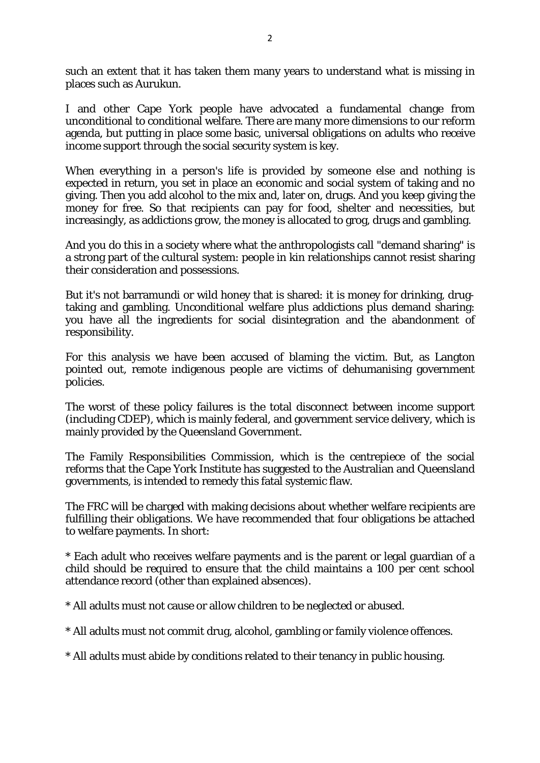such an extent that it has taken them many years to understand what is missing in places such as Aurukun.

I and other Cape York people have advocated a fundamental change from unconditional to conditional welfare. There are many more dimensions to our reform agenda, but putting in place some basic, universal obligations on adults who receive income support through the social security system is key.

When everything in a person's life is provided by someone else and nothing is expected in return, you set in place an economic and social system of taking and no giving. Then you add alcohol to the mix and, later on, drugs. And you keep giving the money for free. So that recipients can pay for food, shelter and necessities, but increasingly, as addictions grow, the money is allocated to grog, drugs and gambling.

And you do this in a society where what the anthropologists call "demand sharing" is a strong part of the cultural system: people in kin relationships cannot resist sharing their consideration and possessions.

But it's not barramundi or wild honey that is shared: it is money for drinking, drug-taking and gambling. Unconditional welfare plus addictions plus demand sharing: you have all the ingredients for social disintegration and the abandonment of responsibility.

For this analysis we have been accused of blaming the victim. But, as Langton pointed out, remote indigenous people are victims of dehumanising government policies.

The worst of these policy failures is the total disconnect between income support (including CDEP), which is mainly federal, and government service delivery, which is mainly provided by the Queensland Government.

The Family Responsibilities Commission, which is the centrepiece of the social reforms that the Cape York Institute has suggested to the Australian and Queensland governments, is intended to remedy this fatal systemic flaw.

The FRC will be charged with making decisions about whether welfare recipients are fulfilling their obligations. We have recommended that four obligations be attached to welfare payments. In short:

* Each adult who receives welfare payments and is the parent or legal guardian of a child should be required to ensure that the child maintains a 100 per cent school attendance record (other than explained absences).

* All adults must not cause or allow children to be neglected or abused.

* All adults must not commit drug, alcohol, gambling or family violence offences.

* All adults must abide by conditions related to their tenancy in public housing.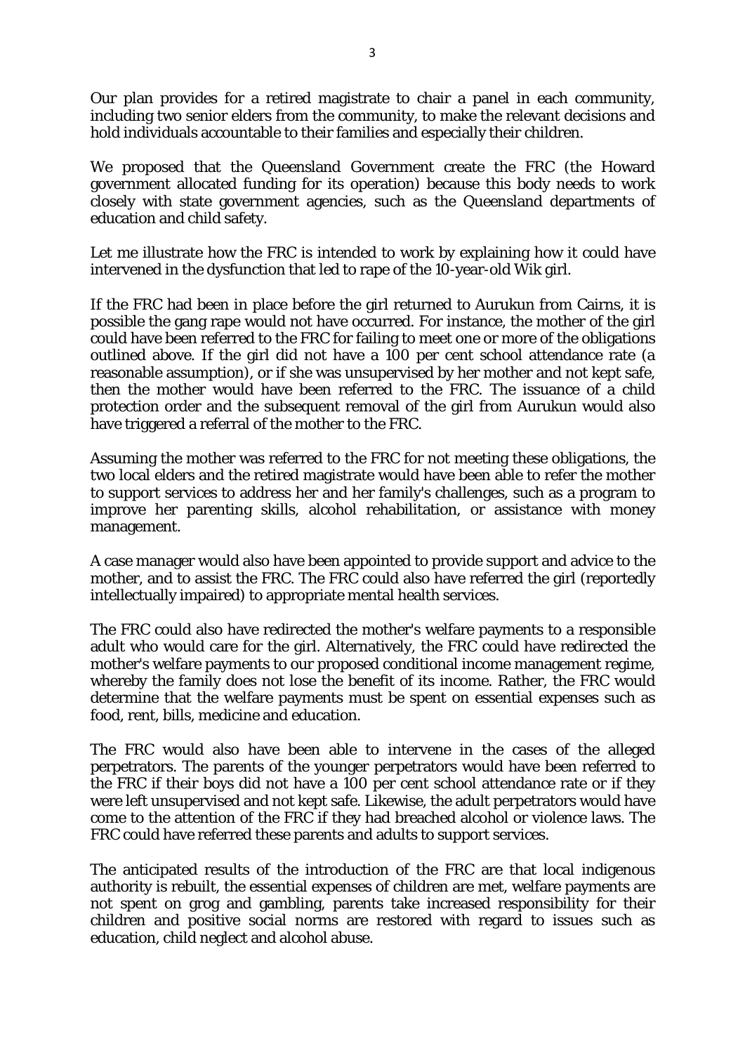Our plan provides for a retired magistrate to chair a panel in each community, including two senior elders from the community, to make the relevant decisions and hold individuals accountable to their families and especially their children.

We proposed that the Queensland Government create the FRC (the Howard government allocated funding for its operation) because this body needs to work closely with state government agencies, such as the Queensland departments of education and child safety.

Let me illustrate how the FRC is intended to work by explaining how it could have intervened in the dysfunction that led to rape of the 10-year-old Wik girl.

If the FRC had been in place before the girl returned to Aurukun from Cairns, it is possible the gang rape would not have occurred. For instance, the mother of the girl could have been referred to the FRC for failing to meet one or more of the obligations outlined above. If the girl did not have a 100 per cent school attendance rate (a reasonable assumption), or if she was unsupervised by her mother and not kept safe, then the mother would have been referred to the FRC. The issuance of a child protection order and the subsequent removal of the girl from Aurukun would also have triggered a referral of the mother to the FRC.

Assuming the mother was referred to the FRC for not meeting these obligations, the two local elders and the retired magistrate would have been able to refer the mother to support services to address her and her family's challenges, such as a program to improve her parenting skills, alcohol rehabilitation, or assistance with money management.

A case manager would also have been appointed to provide support and advice to the mother, and to assist the FRC. The FRC could also have referred the girl (reportedly intellectually impaired) to appropriate mental health services.

The FRC could also have redirected the mother's welfare payments to a responsible adult who would care for the girl. Alternatively, the FRC could have redirected the mother's welfare payments to our proposed conditional income management regime, whereby the family does not lose the benefit of its income. Rather, the FRC would determine that the welfare payments must be spent on essential expenses such as food, rent, bills, medicine and education.

The FRC would also have been able to intervene in the cases of the alleged perpetrators. The parents of the younger perpetrators would have been referred to the FRC if their boys did not have a 100 per cent school attendance rate or if they were left unsupervised and not kept safe. Likewise, the adult perpetrators would have come to the attention of the FRC if they had breached alcohol or violence laws. The FRC could have referred these parents and adults to support services.

The anticipated results of the introduction of the FRC are that local indigenous authority is rebuilt, the essential expenses of children are met, welfare payments are not spent on grog and gambling, parents take increased responsibility for their children and positive social norms are restored with regard to issues such as education, child neglect and alcohol abuse.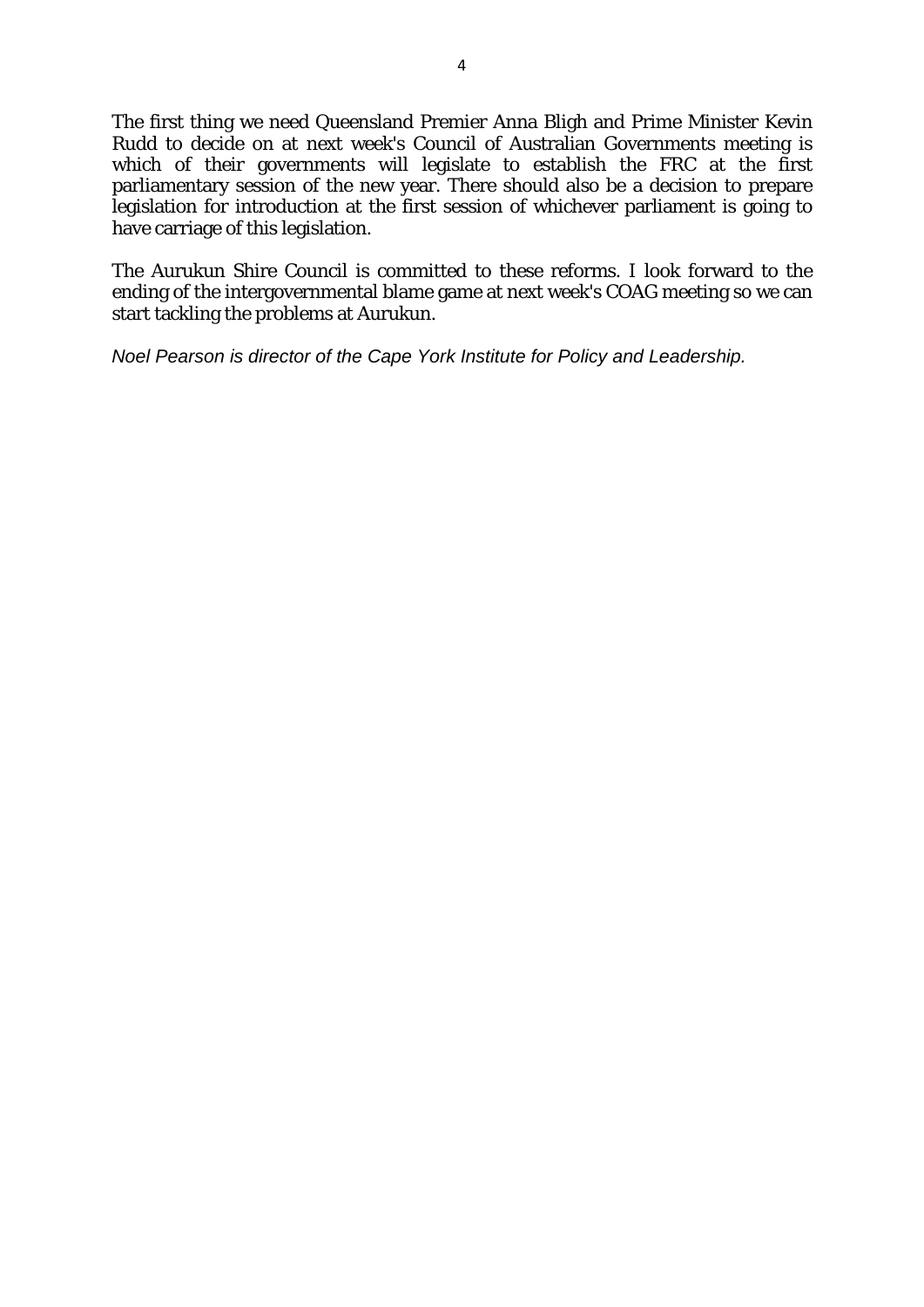The first thing we need Queensland Premier Anna Bligh and Prime Minister Kevin Rudd to decide on at next week's Council of Australian Governments meeting is which of their governments will legislate to establish the FRC at the first parliamentary session of the new year. There should also be a decision to prepare legislation for introduction at the first session of whichever parliament is going to have carriage of this legislation.

The Aurukun Shire Council is committed to these reforms. I look forward to the ending of the intergovernmental blame game at next week's COAG meeting so we can start tackling the problems at Aurukun.

*Noel Pearson is director of the Cape York Institute for Policy and Leadership.*